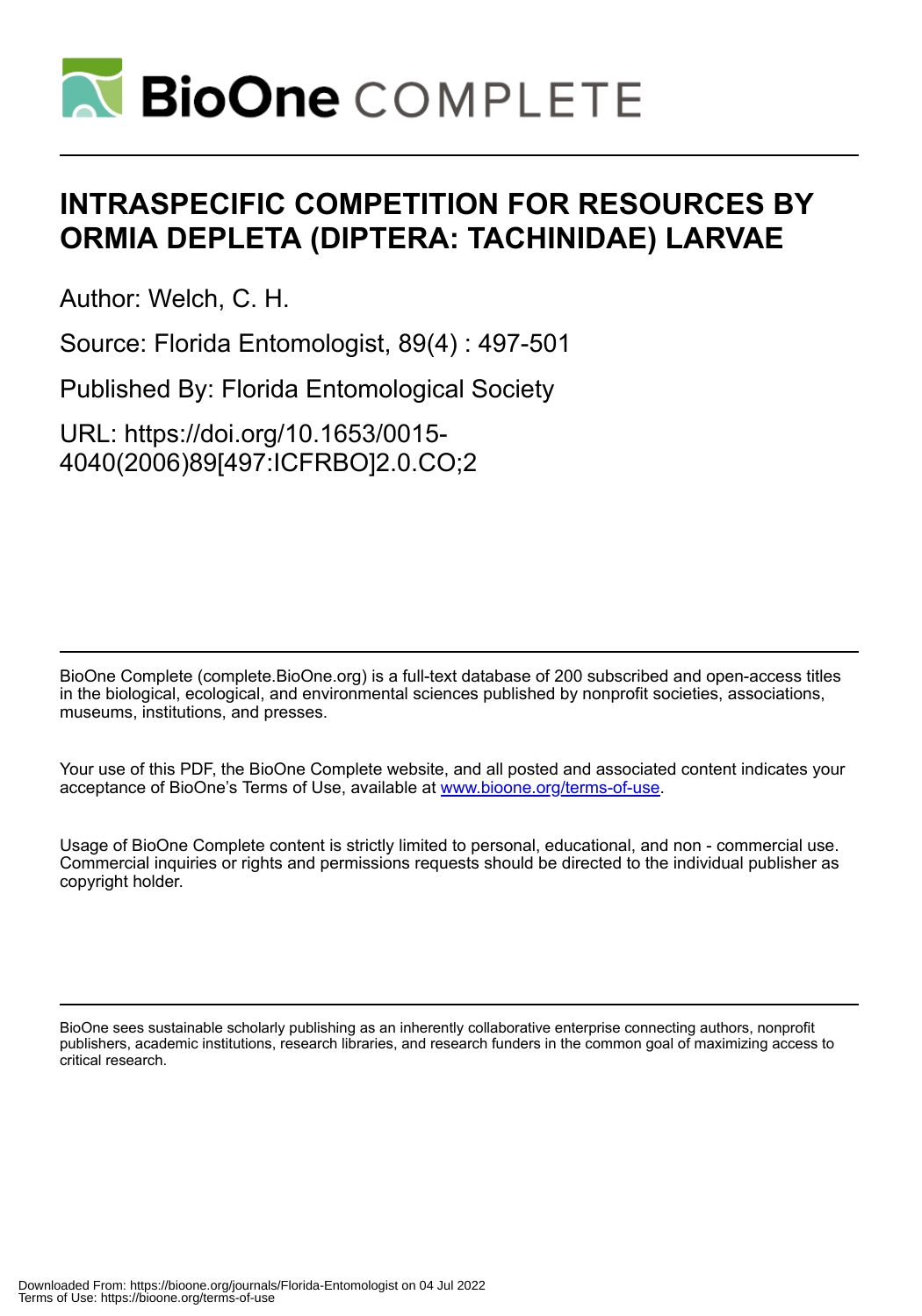# INTRASPECIFIC COMPETITION FOR RESOURCES BY ORMIA DEPLETA (DIPTERA: TACHINIDAE) LARVAE

Author: Welch, C. H.

Source: Florida Entomologist, 89(4) : 497-501

Published By: Florida Entomological Society

URL: https://doi.org/10.1653/0015-4040(2006)89[497:ICFRBO]2.0.CO;2

BioOne Complete (complete.BioOne.org) is a full-text database of 200 subscribed and open-access titles in the biological, ecological, and environmental sciences published by nonprofit societies, associations, museums, institutions, and presses.

Your use of this PDF, the BioOne Complete website, and all posted and associated content indicates your acceptance of BioOne's Terms of Use, available at www.bioone.org/terms-of-use.

Usage of BioOne Complete content is strictly limited to personal, educational, and non - commercial use. Commercial inquiries or rights and permissions requests should be directed to the individual publisher as copyright holder.

BioOne sees sustainable scholarly publishing as an inherently collaborative enterprise connecting authors, nonprofit publishers, academic institutions, research libraries, and research funders in the common goal of maximizing access to critical research.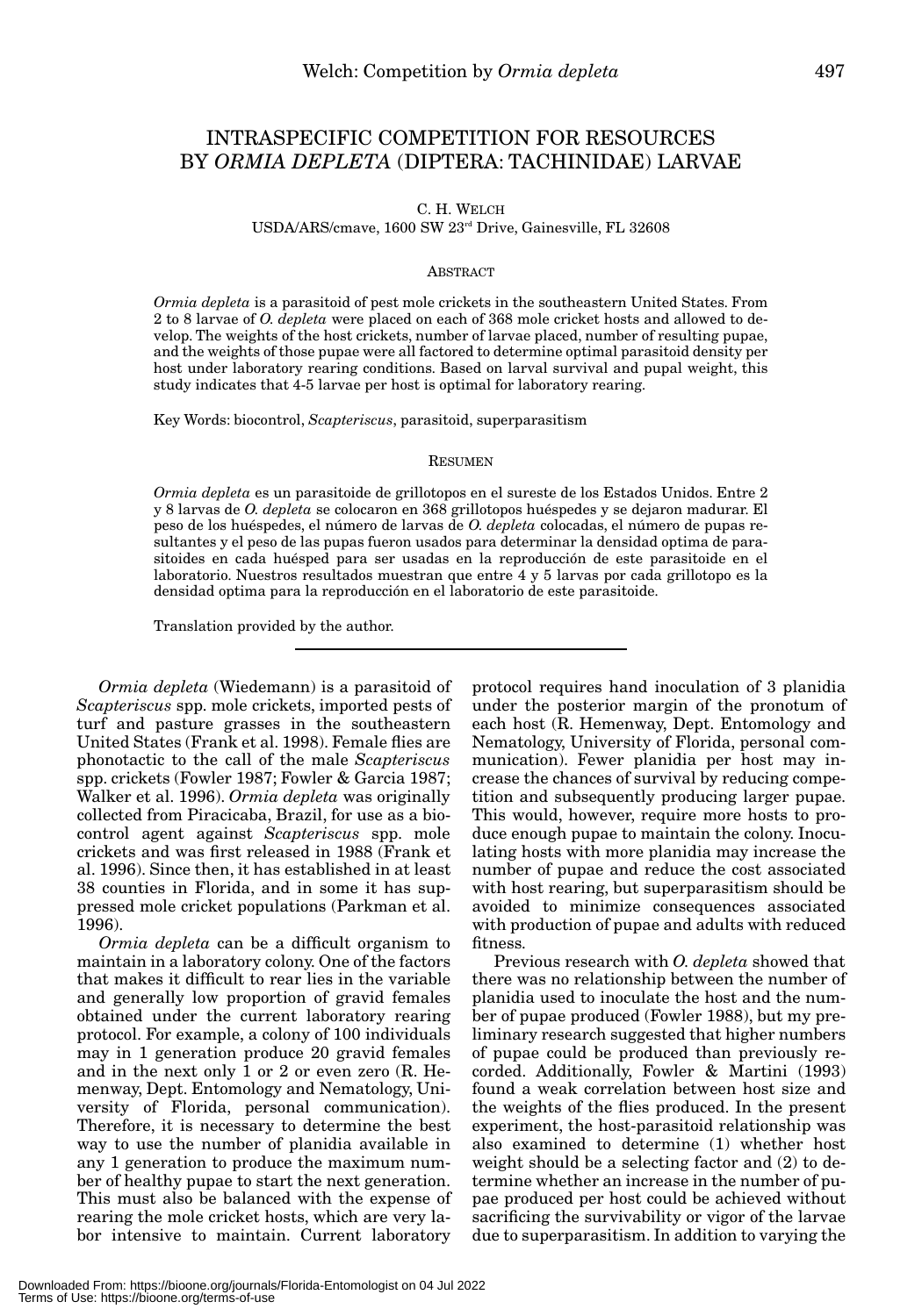# INTRASPECIFIC COMPETITION FOR RESOURCES BY *ORMIA DEPLETA* (DIPTERA: TACHINIDAE) LARVAE

C. H. WELCH

USDA/ARS/cmave, 1600 SW 23rd Drive, Gainesville, FL 32608

## ABSTRACT

*Ormia depleta* is a parasitoid of pest mole crickets in the southeastern United States. From 2 to 8 larvae of *O. depleta* were placed on each of 368 mole cricket hosts and allowed to develop. The weights of the host crickets, number of larvae placed, number of resulting pupae, and the weights of those pupae were all factored to determine optimal parasitoid density per host under laboratory rearing conditions. Based on larval survival and pupal weight, this study indicates that 4-5 larvae per host is optimal for laboratory rearing.

Key Words: biocontrol, *Scapteriscus*, parasitoid, superparasitism

## RESUMEN

*Ormia depleta* es un parasitoide de grillotopos en el sureste de los Estados Unidos. Entre 2 y 8 larvas de *O. depleta* se colocaron en 368 grillotopos huéspedes y se dejaron madurar. El peso de los huéspedes, el número de larvas de *O. depleta* colocadas, el número de pupas resultantes y el peso de las pupas fueron usados para determinar la densidad optima de parasitoides en cada huésped para ser usadas en la reproducción de este parasitoide en el laboratorio. Nuestros resultados muestran que entre 4 y 5 larvas por cada grillotopo es la densidad optima para la reproducción en el laboratorio de este parasitoide.

Translation provided by the author.

---

*Ormia depleta* (Wiedemann) is a parasitoid of *Scapteriscus* spp. mole crickets, imported pests of turf and pasture grasses in the southeastern United States (Frank et al. 1998). Female flies are phonotactic to the call of the male *Scapteriscus* spp. crickets (Fowler 1987; Fowler & Garcia 1987; Walker et al. 1996). *Ormia depleta* was originally collected from Piracicaba, Brazil, for use as a biocontrol agent against *Scapteriscus* spp. mole crickets and was first released in 1988 (Frank et al. 1996). Since then, it has established in at least 38 counties in Florida, and in some it has suppressed mole cricket populations (Parkman et al. 1996).

*Ormia depleta* can be a difficult organism to maintain in a laboratory colony. One of the factors that makes it difficult to rear lies in the variable and generally low proportion of gravid females obtained under the current laboratory rearing protocol. For example, a colony of 100 individuals may in 1 generation produce 20 gravid females and in the next only 1 or 2 or even zero (R. Hemenway, Dept. Entomology and Nematology, University of Florida, personal communication). Therefore, it is necessary to determine the best way to use the number of planidia available in any 1 generation to produce the maximum number of healthy pupae to start the next generation. This must also be balanced with the expense of rearing the mole cricket hosts, which are very labor intensive to maintain. Current laboratory protocol requires hand inoculation of 3 planidia under the posterior margin of the pronotum of each host (R. Hemenway, Dept. Entomology and Nematology, University of Florida, personal communication). Fewer planidia per host may increase the chances of survival by reducing competition and subsequently producing larger pupae. This would, however, require more hosts to produce enough pupae to maintain the colony. Inoculating hosts with more planidia may increase the number of pupae and reduce the cost associated with host rearing, but superparasitism should be avoided to minimize consequences associated with production of pupae and adults with reduced fitness.

Previous research with *O. depleta* showed that there was no relationship between the number of planidia used to inoculate the host and the number of pupae produced (Fowler 1988), but my preliminary research suggested that higher numbers of pupae could be produced than previously recorded. Additionally, Fowler & Martini (1993) found a weak correlation between host size and the weights of the flies produced. In the present experiment, the host-parasitoid relationship was also examined to determine (1) whether host weight should be a selecting factor and (2) to determine whether an increase in the number of pupae produced per host could be achieved without sacrificing the survivability or vigor of the larvae due to superparasitism. In addition to varying the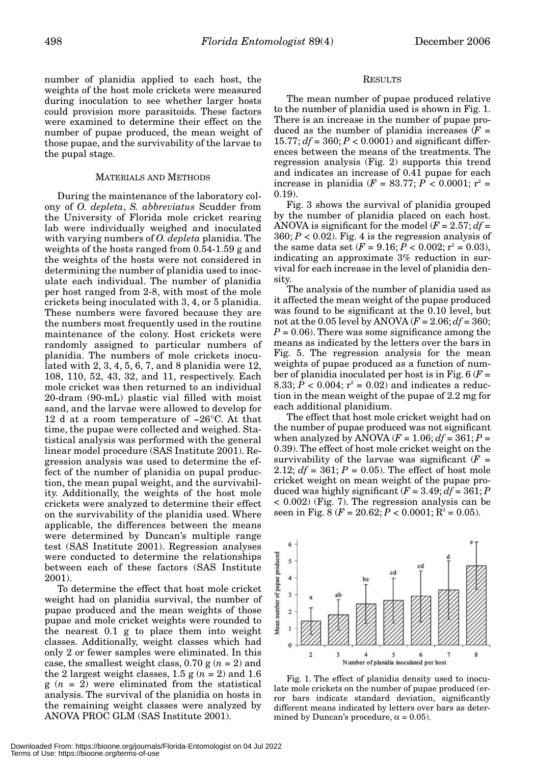number of planidia applied to each host, the weights of the host mole crickets were measured during inoculation to see whether larger hosts could provision more parasitoids. These factors were examined to determine their effect on the number of pupae produced, the mean weight of those pupae, and the survivability of the larvae to the pupal stage.

## Materials and Methods

During the maintenance of the laboratory colony of *O. depleta*, *S. abbreviatus* Scudder from the University of Florida mole cricket rearing lab were individually weighed and inoculated with varying numbers of *O. depleta* planidia. The weights of the hosts ranged from 0.54-1.59 g and the weights of the hosts were not considered in determining the number of planidia used to inoculate each individual. The number of planidia per host ranged from 2-8, with most of the mole crickets being inoculated with 3, 4, or 5 planidia. These numbers were favored because they are the numbers most frequently used in the routine maintenance of the colony. Host crickets were randomly assigned to particular numbers of planidia. The numbers of mole crickets inoculated with 2, 3, 4, 5, 6, 7, and 8 planidia were 12, 108, 110, 52, 43, 32, and 11, respectively. Each mole cricket was then returned to an individual 20-dram (90-mL) plastic vial filled with moist sand, and the larvae were allowed to develop for 12 d at a room temperature of ~26°C. At that time, the pupae were collected and weighed. Statistical analysis was performed with the general linear model procedure (SAS Institute 2001). Regression analysis was used to determine the effect of the number of planidia on pupal production, the mean pupal weight, and the survivability. Additionally, the weights of the host mole crickets were analyzed to determine their effect on the survivability of the planidia used. Where applicable, the differences between the means were determined by Duncan's multiple range test (SAS Institute 2001). Regression analyses were conducted to determine the relationships between each of these factors (SAS Institute 2001).

To determine the effect that host mole cricket weight had on planidia survival, the number of pupae produced and the mean weights of those pupae and mole cricket weights were rounded to the nearest 0.1 g to place them into weight classes. Additionally, weight classes which had only 2 or fewer samples were eliminated. In this case, the smallest weight class, 0.70 g ($n$ = 2) and the 2 largest weight classes, 1.5 g ($n$ = 2) and 1.6 g ($n$ = 2) were eliminated from the statistical analysis. The survival of the planidia on hosts in the remaining weight classes were analyzed by ANOVA PROC GLM (SAS Institute 2001).

## Results

The mean number of pupae produced relative to the number of planidia used is shown in Fig. 1. There is an increase in the number of pupae produced as the number of planidia increases ($F$ = 15.77; $df$ = 360; $P$ < 0.0001) and significant differences between the means of the treatments. The regression analysis (Fig. 2) supports this trend and indicates an increase of 0.41 pupae for each increase in planidia ($F$ = 83.77; $P$ < 0.0001; $r^2$ = 0.19).

Fig. 3 shows the survival of planidia grouped by the number of planidia placed on each host. ANOVA is significant for the model ($F$ = 2.57; $df$ = 360; $P$ < 0.02). Fig. 4 is the regression analysis of the same data set ($F$ = 9.16; $P$ < 0.002; $r^2$ = 0.03), indicating an approximate 3% reduction in survival for each increase in the level of planidia density.

The analysis of the number of planidia used as it affected the mean weight of the pupae produced was found to be significant at the 0.10 level, but not at the 0.05 level by ANOVA ($F$ = 2.06; $df$ = 360; $P$ = 0.06). There was some significance among the means as indicated by the letters over the bars in Fig. 5. The regression analysis for the mean weights of pupae produced as a function of number of planidia inoculated per host is in Fig. 6 ($F$ = 8.33; $P$ < 0.004; $r^2$ = 0.02) and indicates a reduction in the mean weight of the pupae of 2.2 mg for each additional planidium.

The effect that host mole cricket weight had on the number of pupae produced was not significant when analyzed by ANOVA ($F$ = 1.06; $df$ = 361; $P$ = 0.39). The effect of host mole cricket weight on the survivability of the larvae was significant ($F$ = 2.12; $df$ = 361; $P$ = 0.05). The effect of host mole cricket weight on mean weight of the pupae produced was highly significant ($F$ = 3.49; $df$ = 361; $P$ < 0.002) (Fig. 7). The regression analysis can be seen in Fig. 8 ($F$ = 20.62; $P$ < 0.0001; $R^2$ = 0.05).

Fig. 1. The effect of planidia density used to inoculate mole crickets on the number of pupae produced (error bars indicate standard deviation, significantly different means indicated by letters over bars as determined by Duncan's procedure, $\alpha$ = 0.05).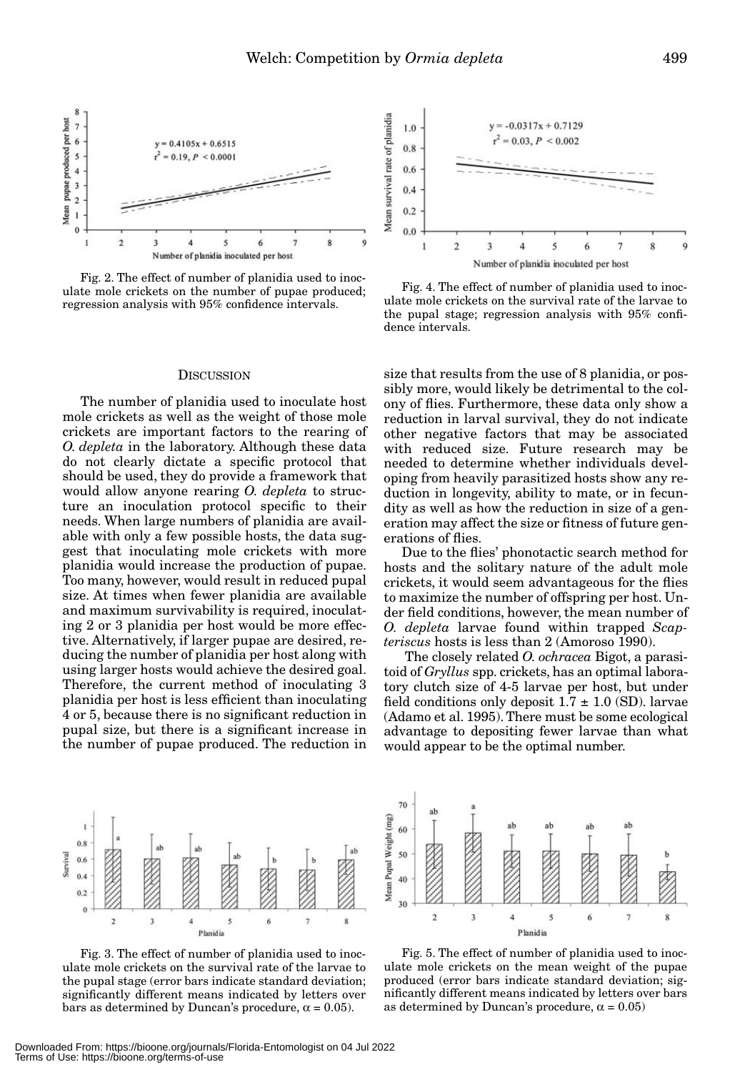y = 0.4105x + 0.6515

$r^2$ = 0.19, $P$ < 0.0001

Mean pupae produced per host

Number of planidia inoculated per host

Fig. 2. The effect of number of planidia used to inoculate mole crickets on the number of pupae produced; regression analysis with 95% confidence intervals.

y = -0.0317x + 0.7129

$r^2$ = 0.03, $P$ < 0.002

Mean survival rate of planidia

Number of planidia inoculated per host

Fig. 4. The effect of number of planidia used to inoculate mole crickets on the survival rate of the larvae to the pupal stage; regression analysis with 95% confidence intervals.

## Discussion

The number of planidia used to inoculate host mole crickets as well as the weight of those mole crickets are important factors to the rearing of *O. depleta* in the laboratory. Although these data do not clearly dictate a specific protocol that should be used, they do provide a framework that would allow anyone rearing *O. depleta* to structure an inoculation protocol specific to their needs. When large numbers of planidia are available with only a few possible hosts, the data suggest that inoculating mole crickets with more planidia would increase the production of pupae. Too many, however, would result in reduced pupal size. At times when fewer planidia are available and maximum survivability is required, inoculating 2 or 3 planidia per host would be more effective. Alternatively, if larger pupae are desired, reducing the number of planidia per host along with using larger hosts would achieve the desired goal. Therefore, the current method of inoculating 3 planidia per host is less efficient than inoculating 4 or 5, because there is no significant reduction in pupal size, but there is a significant increase in the number of pupae produced. The reduction in size that results from the use of 8 planidia, or possibly more, would likely be detrimental to the colony of flies. Furthermore, these data only show a reduction in larval survival, they do not indicate other negative factors that may be associated with reduced size. Future research may be needed to determine whether individuals developing from heavily parasitized hosts show any reduction in longevity, ability to mate, or in fecundity as well as how the reduction in size of a generation may affect the size or fitness of future generations of flies.

Due to the flies' phonotactic search method for hosts and the solitary nature of the adult mole crickets, it would seem advantageous for the flies to maximize the number of offspring per host. Under field conditions, however, the mean number of *O. depleta* larvae found within trapped *Scapteriscus* hosts is less than 2 (Amoroso 1990).

The closely related *O. ochracea* Bigot, a parasitoid of *Gryllus* spp. crickets, has an optimal laboratory clutch size of 4-5 larvae per host, but under field conditions only deposit 1.7 ± 1.0 (SD). larvae (Adamo et al. 1995). There must be some ecological advantage to depositing fewer larvae than what would appear to be the optimal number.

Survival

Planidia

a ab ab ab b b ab

Fig. 3. The effect of number of planidia used to inoculate mole crickets on the survival rate of the larvae to the pupal stage (error bars indicate standard deviation; significantly different means indicated by letters over bars as determined by Duncan's procedure, $\alpha = 0.05$).

Mean Pupal Weight (mg)

Planidia

ab a ab ab ab ab b

Fig. 5. The effect of number of planidia used to inoculate mole crickets on the mean weight of the pupae produced (error bars indicate standard deviation; significantly different means indicated by letters over bars as determined by Duncan's procedure, $\alpha = 0.05$)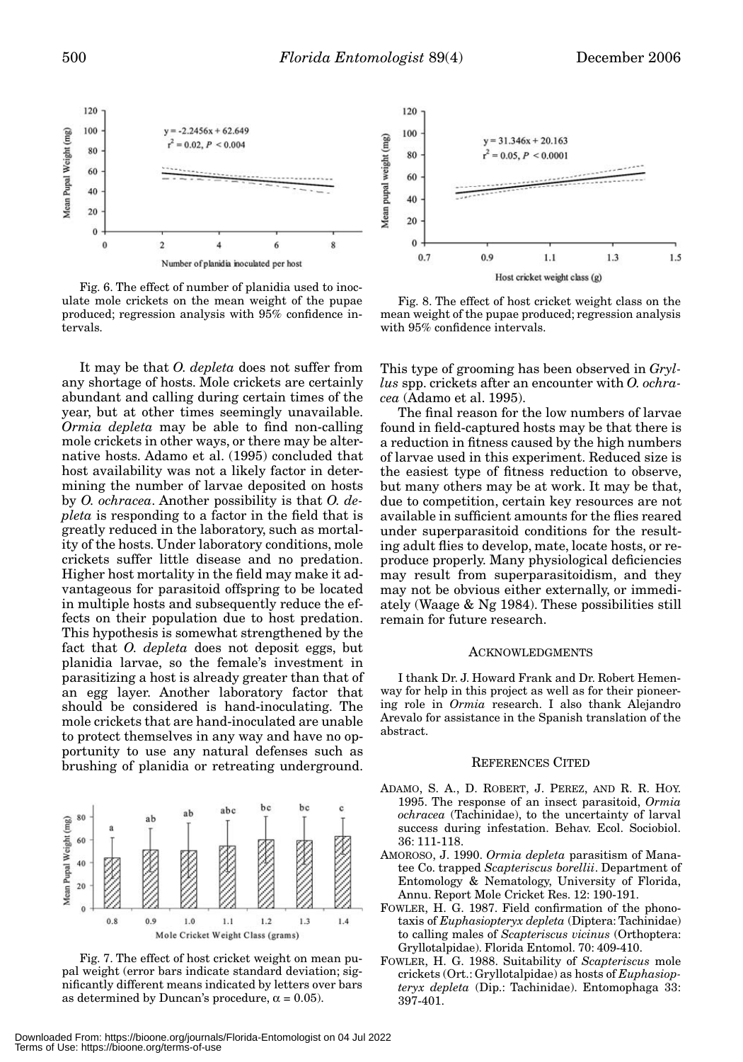Fig. 6. The effect of number of planidia used to inoculate mole crickets on the mean weight of the pupae produced; regression analysis with 95% confidence intervals.

Fig. 8. The effect of host cricket weight class on the mean weight of the pupae produced; regression analysis with 95% confidence intervals.

It may be that *O. depleta* does not suffer from any shortage of hosts. Mole crickets are certainly abundant and calling during certain times of the year, but at other times seemingly unavailable. *Ormia depleta* may be able to find non-calling mole crickets in other ways, or there may be alternative hosts. Adamo et al. (1995) concluded that host availability was not a likely factor in determining the number of larvae deposited on hosts by *O. ochracea*. Another possibility is that *O. depleta* is responding to a factor in the field that is greatly reduced in the laboratory, such as mortality of the hosts. Under laboratory conditions, mole crickets suffer little disease and no predation. Higher host mortality in the field may make it advantageous for parasitoid offspring to be located in multiple hosts and subsequently reduce the effects on their population due to host predation. This hypothesis is somewhat strengthened by the fact that *O. depleta* does not deposit eggs, but planidia larvae, so the female's investment in parasitizing a host is already greater than that of an egg layer. Another laboratory factor that should be considered is hand-inoculating. The mole crickets that are hand-inoculated are unable to protect themselves in any way and have no opportunity to use any natural defenses such as brushing of planidia or retreating underground.

Fig. 7. The effect of host cricket weight on mean pupal weight (error bars indicate standard deviation; significantly different means indicated by letters over bars as determined by Duncan's procedure, $\alpha = 0.05$).

This type of grooming has been observed in *Gryllus* spp. crickets after an encounter with *O. ochracea* (Adamo et al. 1995).

The final reason for the low numbers of larvae found in field-captured hosts may be that there is a reduction in fitness caused by the high numbers of larvae used in this experiment. Reduced size is the easiest type of fitness reduction to observe, but many others may be at work. It may be that, due to competition, certain key resources are not available in sufficient amounts for the flies reared under superparasitoid conditions for the resulting adult flies to develop, mate, locate hosts, or reproduce properly. Many physiological deficiencies may result from superparasitoidism, and they may not be obvious either externally, or immediately (Waage & Ng 1984). These possibilities still remain for future research.

## ACKNOWLEDGMENTS

I thank Dr. J. Howard Frank and Dr. Robert Hemenway for help in this project as well as for their pioneering role in *Ormia* research. I also thank Alejandro Arevalo for assistance in the Spanish translation of the abstract.

## REFERENCES CITED

ADAMO, S. A., D. ROBERT, J. PEREZ, AND R. R. HOY. 1995. The response of an insect parasitoid, *Ormia ochracea* (Tachinidae), to the uncertainty of larval success during infestation. Behav. Ecol. Sociobiol. 36: 111-118.

AMOROSO, J. 1990. *Ormia depleta* parasitism of Manatee Co. trapped *Scapteriscus borellii*. Department of Entomology & Nematology, University of Florida, Annu. Report Mole Cricket Res. 12: 190-191.

FOWLER, H. G. 1987. Field confirmation of the phonotaxis of *Euphasiopteryx depleta* (Diptera: Tachinidae) to calling males of *Scapteriscus vicinus* (Orthoptera: Gryllotalpidae). Florida Entomol. 70: 409-410.

FOWLER, H. G. 1988. Suitability of *Scapteriscus* mole crickets (Ort.: Gryllotalpidae) as hosts of *Euphasiopteryx depleta* (Dip.: Tachinidae). Entomophaga 33: 397-401.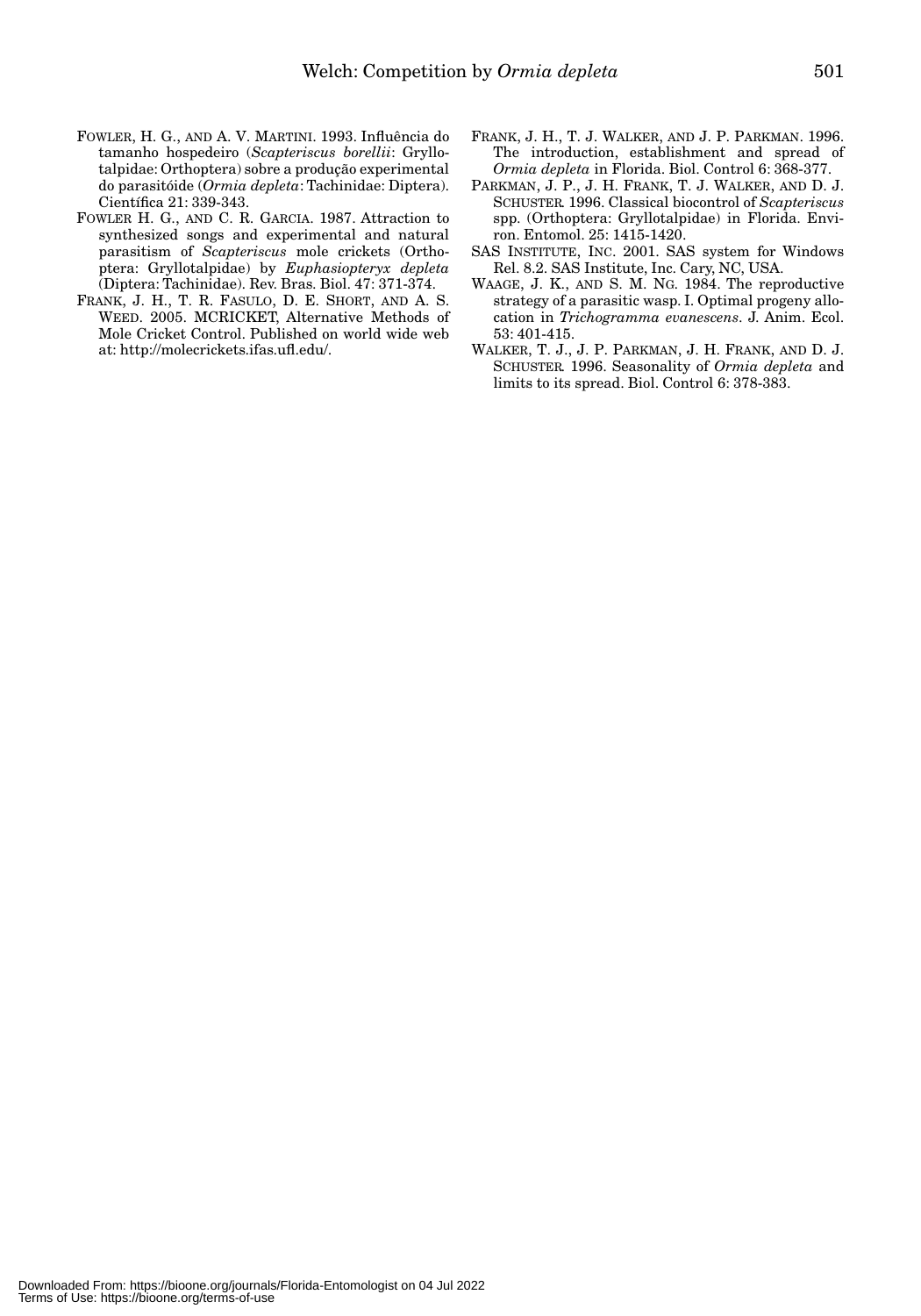FOWLER, H. G., AND A. V. MARTINI. 1993. Influência do tamanho hospedeiro (*Scapteriscus borellii*: Gryllotalpidae: Orthoptera) sobre a produção experimental do parasitóide (*Ormia depleta*: Tachinidae: Diptera). Científica 21: 339-343.

FOWLER H. G., AND C. R. GARCIA. 1987. Attraction to synthesized songs and experimental and natural parasitism of *Scapteriscus* mole crickets (Orthoptera: Gryllotalpidae) by *Euphasiopteryx depleta* (Diptera: Tachinidae). Rev. Bras. Biol. 47: 371-374.

FRANK, J. H., T. R. FASULO, D. E. SHORT, AND A. S. WEED. 2005. MCRICKET, Alternative Methods of Mole Cricket Control. Published on world wide web at: http://molecrickets.ifas.ufl.edu/.

FRANK, J. H., T. J. WALKER, AND J. P. PARKMAN. 1996. The introduction, establishment and spread of *Ormia depleta* in Florida. Biol. Control 6: 368-377.

PARKMAN, J. P., J. H. FRANK, T. J. WALKER, AND D. J. SCHUSTER. 1996. Classical biocontrol of *Scapteriscus* spp. (Orthoptera: Gryllotalpidae) in Florida. Environ. Entomol. 25: 1415-1420.

SAS INSTITUTE, INC. 2001. SAS system for Windows Rel. 8.2. SAS Institute, Inc. Cary, NC, USA.

WAAGE, J. K., AND S. M. NG. 1984. The reproductive strategy of a parasitic wasp. I. Optimal progeny allocation in *Trichogramma evanescens*. J. Anim. Ecol. 53: 401-415.

WALKER, T. J., J. P. PARKMAN, J. H. FRANK, AND D. J. SCHUSTER. 1996. Seasonality of *Ormia depleta* and limits to its spread. Biol. Control 6: 378-383.